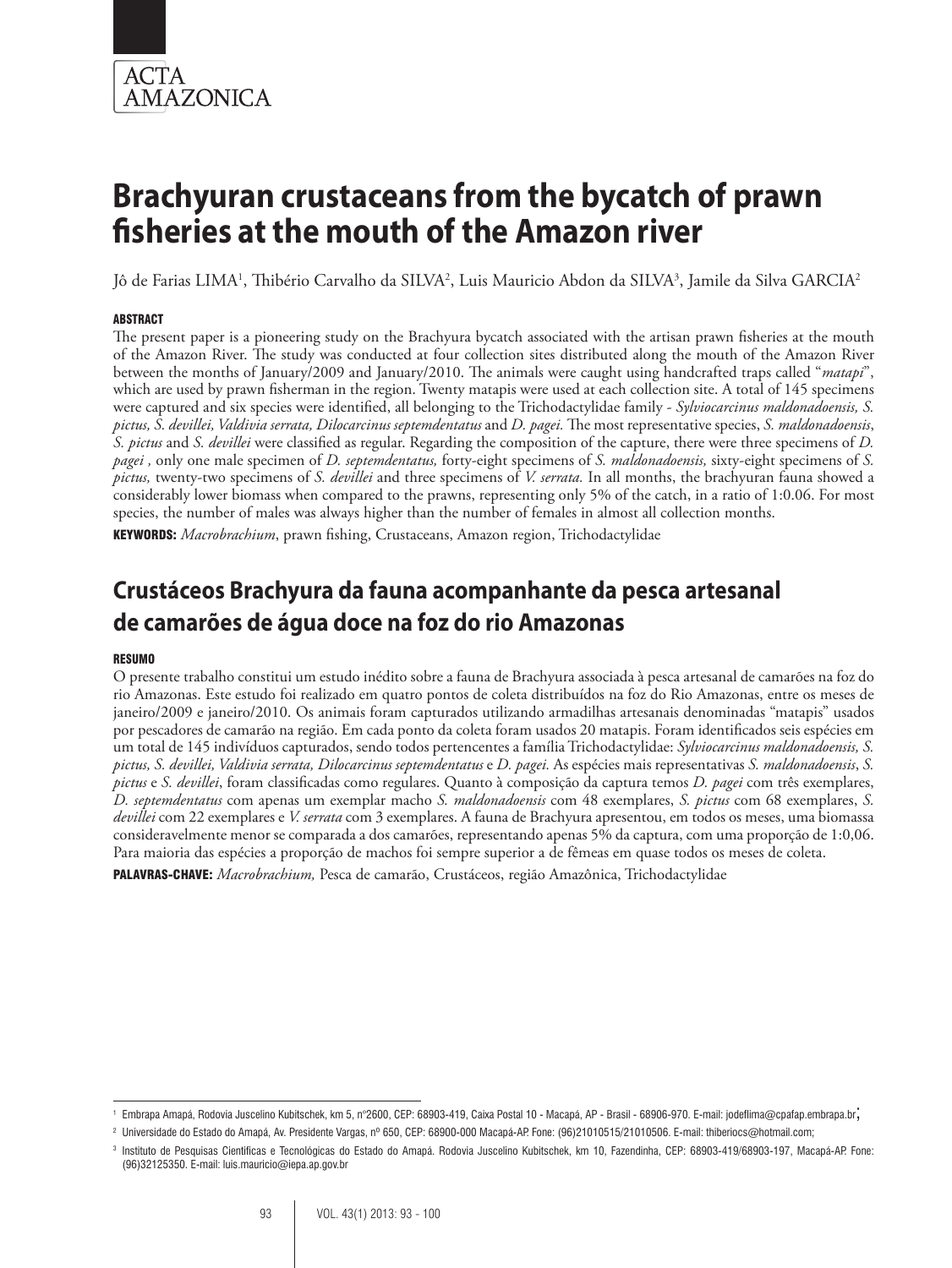# Brachyuran crustaceans from the bycatch of prawn fisheries at the mouth of the Amazon river

Jô de Farias LIMA[1], Thibério Carvalho da SILVA[2], Luis Mauricio Abdon da SILVA[3], Jamile da Silva GARCIA[2]

**ABSTRACT**

The present paper is a pioneering study on the Brachyura bycatch associated with the artisan prawn fisheries at the mouth of the Amazon River. The study was conducted at four collection sites distributed along the mouth of the Amazon River between the months of January/2009 and January/2010. The animals were caught using handcrafted traps called "*matapi*", which are used by prawn fisherman in the region. Twenty matapis were used at each collection site. A total of 145 specimens were captured and six species were identified, all belonging to the Trichodactylidae family - *Sylviocarcinus maldonadoensis, S. pictus, S. devillei, Valdivia serrata, Dilocarcinus septemdentatus* and *D. pagei.* The most representative species, *S. maldonadoensis*, *S. pictus* and *S. devillei* were classified as regular. Regarding the composition of the capture, there were three specimens of *D. pagei ,* only one male specimen of *D. septemdentatus,* forty-eight specimens of *S. maldonadoensis,* sixty-eight specimens of *S. pictus,* twenty-two specimens of *S. devillei* and three specimens of *V. serrata.* In all months, the brachyuran fauna showed a considerably lower biomass when compared to the prawns, representing only 5% of the catch, in a ratio of 1:0.06. For most species, the number of males was always higher than the number of females in almost all collection months.

**KEYWORDS:** *Macrobrachium*, prawn fishing, Crustaceans, Amazon region, Trichodactylidae

## Crustáceos Brachyura da fauna acompanhante da pesca artesanal de camarões de água doce na foz do rio Amazonas

**RESUMO**

O presente trabalho constitui um estudo inédito sobre a fauna de Brachyura associada à pesca artesanal de camarões na foz do rio Amazonas. Este estudo foi realizado em quatro pontos de coleta distribuídos na foz do Rio Amazonas, entre os meses de janeiro/2009 e janeiro/2010. Os animais foram capturados utilizando armadilhas artesanais denominadas "matapis" usados por pescadores de camarão na região. Em cada ponto da coleta foram usados 20 matapis. Foram identificados seis espécies em um total de 145 indivíduos capturados, sendo todos pertencentes a família Trichodactylidae: *Sylviocarcinus maldonadoensis, S. pictus, S. devillei, Valdivia serrata, Dilocarcinus septemdentatus* e *D. pagei.* As espécies mais representativas *S. maldonadoensis*, *S. pictus* e *S. devillei*, foram classificadas como regulares. Quanto à composição da captura temos *D. pagei* com três exemplares, *D. septemdentatus* com apenas um exemplar macho *S. maldonadoensis* com 48 exemplares, *S. pictus* com 68 exemplares, *S. devillei* com 22 exemplares e *V. serrata* com 3 exemplares. A fauna de Brachyura apresentou, em todos os meses, uma biomassa consideravelmente menor se comparada a dos camarões, representando apenas 5% da captura, com uma proporção de 1:0,06. Para maioria das espécies a proporção de machos foi sempre superior a de fêmeas em quase todos os meses de coleta.

**PALAVRAS-CHAVE:** *Macrobrachium,* Pesca de camarão, Crustáceos, região Amazônica, Trichodactylidae

---

[1] Embrapa Amapá, Rodovia Juscelino Kubitschek, km 5, nº2600, CEP: 68903-419, Caixa Postal 10 - Macapá, AP - Brasil - 68906-970. E-mail: jodeflima@cpafap.embrapa.br;

[2] Universidade do Estado do Amapá, Av. Presidente Vargas, nº 650, CEP: 68900-000 Macapá-AP. Fone: (96)21010515/21010506. E-mail: thiberiocs@hotmail.com;

[3] Instituto de Pesquisas Científicas e Tecnológicas do Estado do Amapá. Rodovia Juscelino Kubitschek, km 10, Fazendinha, CEP: 68903-419/68903-197, Macapá-AP. Fone: (96)32125350. E-mail: luis.mauricio@iepa.ap.gov.br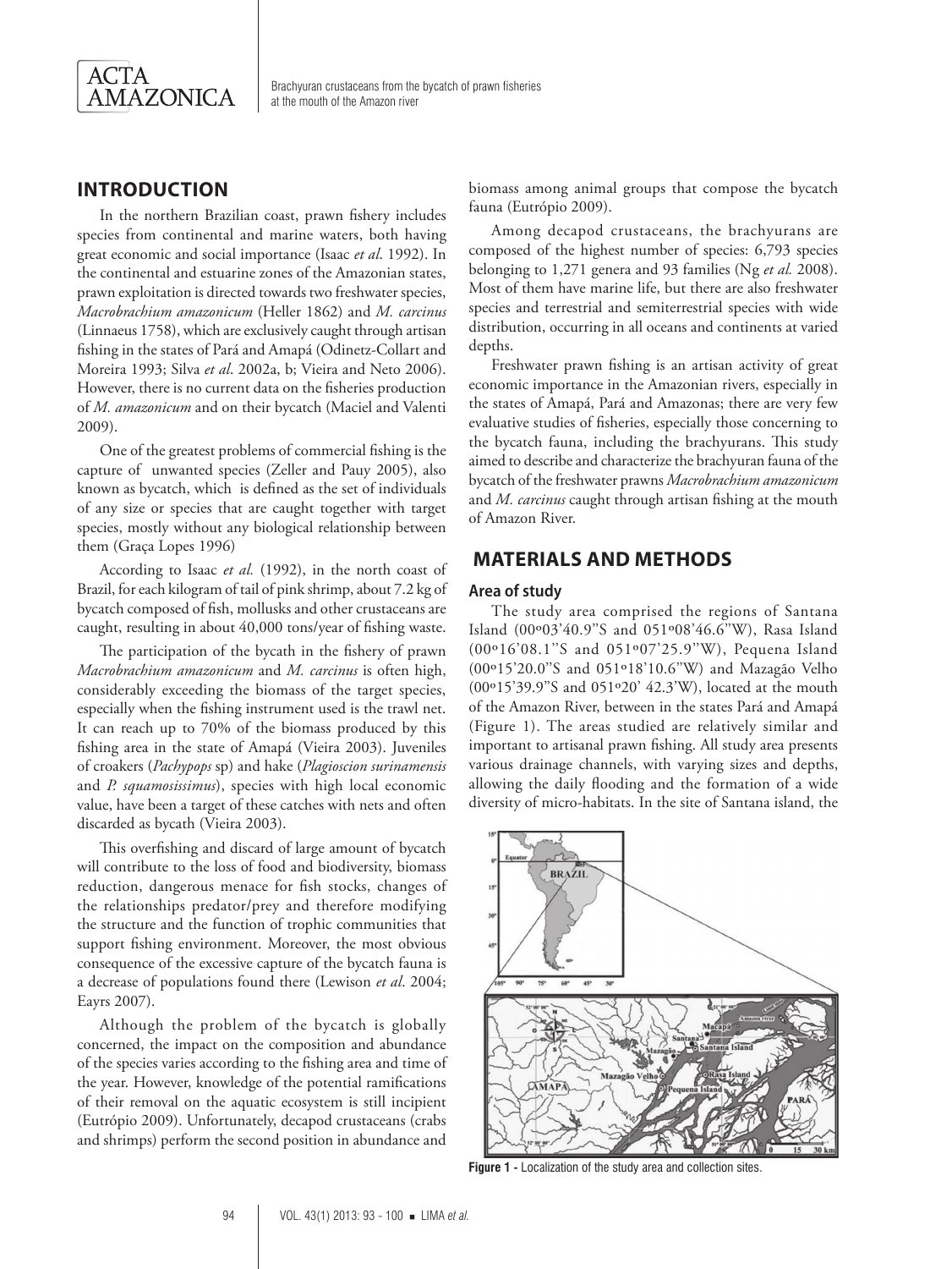## INTRODUCTION

In the northern Brazilian coast, prawn fishery includes species from continental and marine waters, both having great economic and social importance (Isaac *et al*. 1992). In the continental and estuarine zones of the Amazonian states, prawn exploitation is directed towards two freshwater species, *Macrobrachium amazonicum* (Heller 1862) and *M. carcinus* (Linnaeus 1758), which are exclusively caught through artisan fishing in the states of Pará and Amapá (Odinetz-Collart and Moreira 1993; Silva *et al*. 2002a, b; Vieira and Neto 2006). However, there is no current data on the fisheries production of *M. amazonicum* and on their bycatch (Maciel and Valenti 2009).

One of the greatest problems of commercial fishing is the capture of unwanted species (Zeller and Pauy 2005), also known as bycatch, which is defined as the set of individuals of any size or species that are caught together with target species, mostly without any biological relationship between them (Graça Lopes 1996)

According to Isaac *et al.* (1992), in the north coast of Brazil, for each kilogram of tail of pink shrimp, about 7.2 kg of bycatch composed of fish, mollusks and other crustaceans are caught, resulting in about 40,000 tons/year of fishing waste.

The participation of the bycath in the fishery of prawn *Macrobrachium amazonicum* and *M. carcinus* is often high, considerably exceeding the biomass of the target species, especially when the fishing instrument used is the trawl net. It can reach up to 70% of the biomass produced by this fishing area in the state of Amapá (Vieira 2003). Juveniles of croakers (*Pachypops* sp) and hake (*Plagioscion surinamensis* and *P. squamosissimus*), species with high local economic value, have been a target of these catches with nets and often discarded as bycatch (Vieira 2003).

This overfishing and discard of large amount of bycatch will contribute to the loss of food and biodiversity, biomass reduction, dangerous menace for fish stocks, changes of the relationships predator/prey and therefore modifying the structure and the function of trophic communities that support fishing environment. Moreover, the most obvious consequence of the excessive capture of the bycatch fauna is a decrease of populations found there (Lewison *et al*. 2004; Eayrs 2007).

Although the problem of the bycatch is globally concerned, the impact on the composition and abundance of the species varies according to the fishing area and time of the year. However, knowledge of the potential ramifications of their removal on the aquatic ecosystem is still incipient (Eutrópio 2009). Unfortunately, decapod crustaceans (crabs and shrimps) perform the second position in abundance and biomass among animal groups that compose the bycatch fauna (Eutrópio 2009).

Among decapod crustaceans, the brachyurans are composed of the highest number of species: 6,793 species belonging to 1,271 genera and 93 families (Ng *et al.* 2008). Most of them have marine life, but there are also freshwater species and terrestrial and semiterrestrial species with wide distribution, occurring in all oceans and continents at varied depths.

Freshwater prawn fishing is an artisan activity of great economic importance in the Amazonian rivers, especially in the states of Amapá, Pará and Amazonas; there are very few evaluative studies of fisheries, especially those concerning to the bycatch fauna, including the brachyurans. This study aimed to describe and characterize the brachyuran fauna of the bycatch of the freshwater prawns *Macrobrachium amazonicum* and *M. carcinus* caught through artisan fishing at the mouth of Amazon River.

## MATERIALS AND METHODS

### Area of study

The study area comprised the regions of Santana Island (00º03'40.9"S and 051º08'46.6"W), Rasa Island (00º16'08.1"S and 051º07'25.9"W), Pequena Island (00º15'20.0"S and 051º18'10.6"W) and Mazagão Velho (00º15'39.9"S and 051º20' 42.3'W), located at the mouth of the Amazon River, between in the states Pará and Amapá (Figure 1). The areas studied are relatively similar and important to artisanal prawn fishing. All study area presents various drainage channels, with varying sizes and depths, allowing the daily flooding and the formation of a wide diversity of micro-habitats. In the site of Santana island, the

**Figure 1 -** Localization of the study area and collection sites.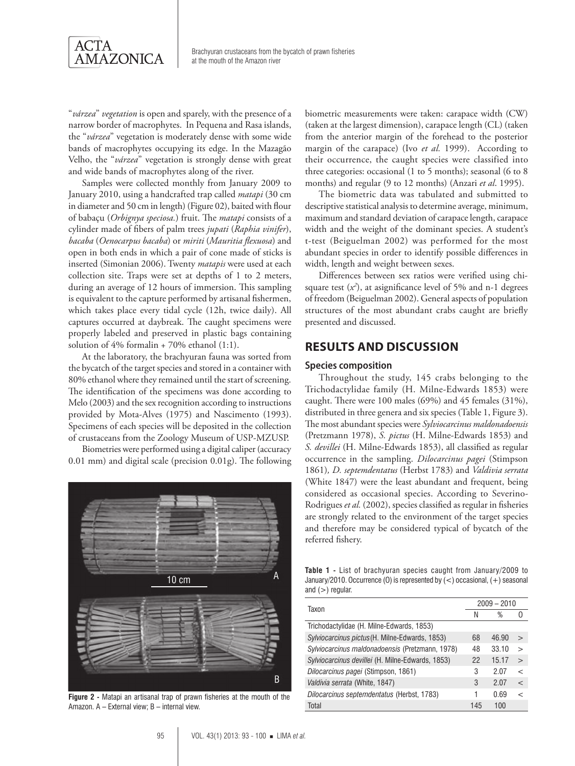"*várzea*" *vegetation* is open and sparely, with the presence of a narrow border of macrophytes. In Pequena and Rasa islands, the "*várzea*" vegetation is moderately dense with some wide bands of macrophytes occupying its edge. In the Mazagão Velho, the "*várzea*" vegetation is strongly dense with great and wide bands of macrophytes along of the river.

Samples were collected monthly from January 2009 to January 2010, using a handcrafted trap called *matapi* (30 cm in diameter and 50 cm in length) (Figure 02), baited with flour of babaçu (*Orbignya speciosa*.) fruit. The *matapi* consists of a cylinder made of fibers of palm trees *jupati* (*Raphia vinifer*), *bacaba* (*Oenocarpus bacaba*) or *miriti* (*Mauritia flexuosa*) and open in both ends in which a pair of cone made of sticks is inserted (Simonian 2006). Twenty *matapis* were used at each collection site. Traps were set at depths of 1 to 2 meters, during an average of 12 hours of immersion. This sampling is equivalent to the capture performed by artisanal fishermen, which takes place every tidal cycle (12h, twice daily). All captures occurred at daybreak. The caught specimens were properly labeled and preserved in plastic bags containing solution of 4% formalin + 70% ethanol (1:1).

At the laboratory, the brachyuran fauna was sorted from the bycatch of the target species and stored in a container with 80% ethanol where they remained until the start of screening. The identification of the specimens was done according to Melo (2003) and the sex recognition according to instructions provided by Mota-Alves (1975) and Nascimento (1993). Specimens of each species will be deposited in the collection of crustaceans from the Zoology Museum of USP-MZUSP.

Biometries were performed using a digital caliper (accuracy 0.01 mm) and digital scale (precision 0.01g). The following biometric measurements were taken: carapace width (CW) (taken at the largest dimension), carapace length (CL) (taken from the anterior margin of the forehead to the posterior margin of the carapace) (Ivo *et al.* 1999). According to their occurrence, the caught species were classified into three categories: occasional (1 to 5 months); seasonal (6 to 8 months) and regular (9 to 12 months) (Anzari *et al*. 1995).

Figure 2 - Matapi an artisanal trap of prawn fisheries at the mouth of the Amazon. A – External view; B – internal view.

The biometric data was tabulated and submitted to descriptive statistical analysis to determine average, minimum, maximum and standard deviation of carapace length, carapace width and the weight of the dominant species. A student's t-test (Beiguelman 2002) was performed for the most abundant species in order to identify possible differences in width, length and weight between sexes.

Differences between sex ratios were verified using chi-square test ($x^2$), at asignificance level of 5% and n-1 degrees of freedom (Beiguelman 2002). General aspects of population structures of the most abundant crabs caught are briefly presented and discussed.

## RESULTS AND DISCUSSION

### Species composition

Throughout the study, 145 crabs belonging to the Trichodactylidae family (H. Milne-Edwards 1853) were caught. There were 100 males (69%) and 45 females (31%), distributed in three genera and six species (Table 1, Figure 3). The most abundant species were *Sylviocarcinus maldonadoensis* (Pretzmann 1978), *S. pictus* (H. Milne-Edwards 1853) and *S. devillei* (H. Milne-Edwards 1853), all classified as regular occurrence in the sampling. *Dilocarcinus pagei* (Stimpson 1861)*, D. septemdentatus* (Herbst 1783) and *Valdivia serrata* (White 1847) were the least abundant and frequent, being considered as occasional species. According to Severino-Rodrigues *et al.* (2002), species classified as regular in fisheries are strongly related to the environment of the target species and therefore may be considered typical of bycatch of the referred fishery.

**Table 1 -** List of brachyuran species caught from January/2009 to January/2010. Occurrence (O) is represented by (<) occasional, (+) seasonal and (>) regular.

| Taxon | 2009 – 2010 | | |
|---|---|---|---|
| | N | % | O |
| Trichodactylidae (H. Milne-Edwards, 1853) | | | |
| *Sylviocarcinus pictus* (H. Milne-Edwards, 1853) | 68 | 46.90 | > |
| *Sylviocarcinus maldonadoensis* (Pretzmann, 1978) | 48 | 33.10 | > |
| *Sylviocarcinus devillei* (H. Milne-Edwards, 1853) | 22 | 15.17 | > |
| *Dilocarcinus pagei* (Stimpson, 1861) | 3 | 2.07 | < |
| *Valdivia serrata* (White, 1847) | 3 | 2.07 | < |
| *Dilocarcinus septemdentatus* (Herbst, 1783) | 1 | 0.69 | < |
| Total | 145 | 100 | |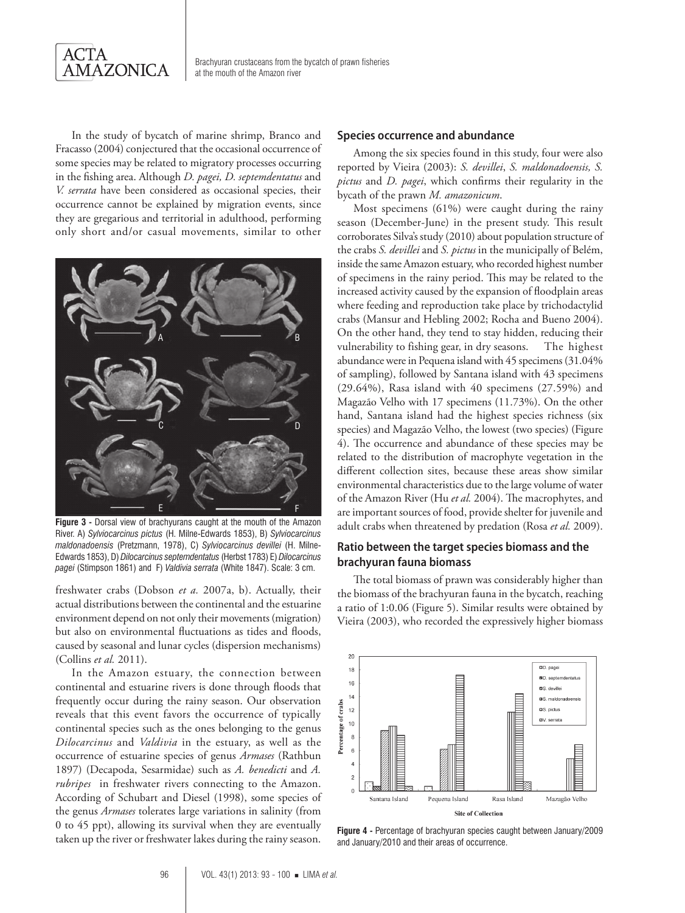In the study of bycatch of marine shrimp, Branco and Fracasso (2004) conjectured that the occasional occurrence of some species may be related to migratory processes occurring in the fishing area. Although *D. pagei, D. septemdentatus* and *V. serrata* have been considered as occasional species, their occurrence cannot be explained by migration events, since they are gregarious and territorial in adulthood, performing only short and/or casual movements, similar to other freshwater crabs (Dobson *et a.* 2007a, b). Actually, their actual distributions between the continental and the estuarine environment depend on not only their movements (migration) but also on environmental fluctuations as tides and floods, caused by seasonal and lunar cycles (dispersion mechanisms) (Collins *et al.* 2011).

**Figure 3 -** Dorsal view of brachyurans caught at the mouth of the Amazon River. A) *Sylviocarcinus pictus* (H. Milne-Edwards 1853), B) *Sylviocarcinus maldonadoensis* (Pretzmann, 1978), C) *Sylviocarcinus devillei* (H. Milne-Edwards 1853), D) *Dilocarcinus septemdentatus* (Herbst 1783) E) *Dilocarcinus pagei* (Stimpson 1861) and F) *Valdivia serrata* (White 1847). Scale: 3 cm.

In the Amazon estuary, the connection between continental and estuarine rivers is done through floods that frequently occur during the rainy season. Our observation reveals that this event favors the occurrence of typically continental species such as the ones belonging to the genus *Dilocarcinus* and *Valdivia* in the estuary, as well as the occurrence of estuarine species of genus *Armases* (Rathbun 1897) (Decapoda, Sesarmidae) such as *A. benedicti* and *A. rubripes* in freshwater rivers connecting to the Amazon. According of Schubart and Diesel (1998), some species of the genus *Armases* tolerates large variations in salinity (from 0 to 45 ppt), allowing its survival when they are eventually taken up the river or freshwater lakes during the rainy season.

## Species occurrence and abundance

Among the six species found in this study, four were also reported by Vieira (2003): *S. devillei*, *S. maldonadoensis, S. pictus* and *D. pagei*, which confirms their regularity in the bycath of the prawn *M. amazonicum*.

Most specimens (61%) were caught during the rainy season (December-June) in the present study. This result corroborates Silva's study (2010) about population structure of the crabs *S. devillei* and *S. pictus* in the municipally of Belém, inside the same Amazon estuary, who recorded highest number of specimens in the rainy period. This may be related to the increased activity caused by the expansion of floodplain areas where feeding and reproduction take place by trichodactylid crabs (Mansur and Hebling 2002; Rocha and Bueno 2004). On the other hand, they tend to stay hidden, reducing their vulnerability to fishing gear, in dry seasons. The highest abundance were in Pequena island with 45 specimens (31.04% of sampling), followed by Santana island with 43 specimens (29.64%), Rasa island with 40 specimens (27.59%) and Magazão Velho with 17 specimens (11.73%). On the other hand, Santana island had the highest species richness (six species) and Magazão Velho, the lowest (two species) (Figure 4). The occurrence and abundance of these species may be related to the distribution of macrophyte vegetation in the different collection sites, because these areas show similar environmental characteristics due to the large volume of water of the Amazon River (Hu *et al.* 2004). The macrophytes, and are important sources of food, provide shelter for juvenile and adult crabs when threatened by predation (Rosa *et al.* 2009).

## Ratio between the target species biomass and the brachyuran fauna biomass

The total biomass of prawn was considerably higher than the biomass of the brachyuran fauna in the bycatch, reaching a ratio of 1:0.06 (Figure 5). Similar results were obtained by Vieira (2003), who recorded the expressively higher biomass

**Figure 4 -** Percentage of brachyuran species caught between January/2009 and January/2010 and their areas of occurrence.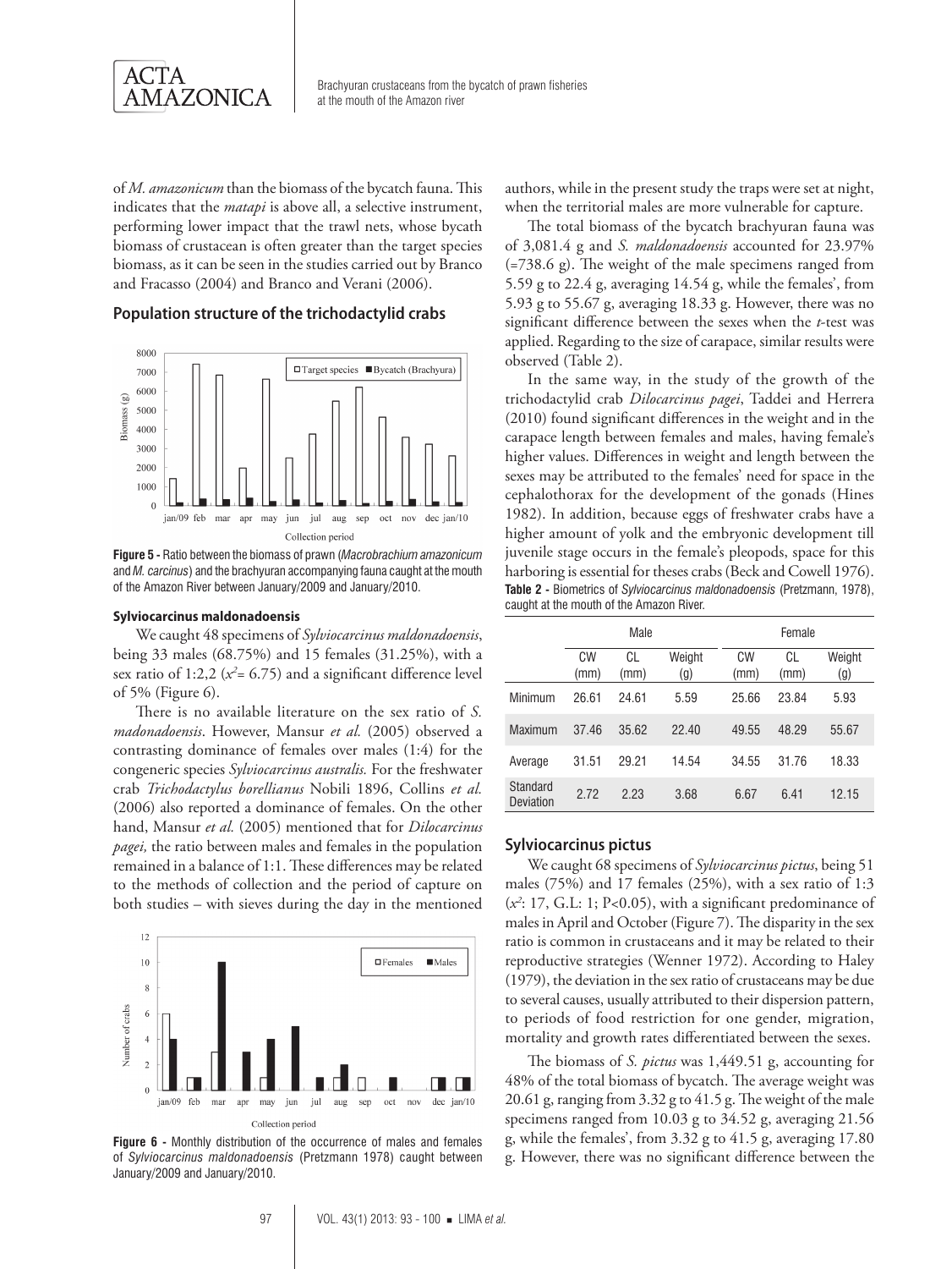of *M. amazonicum* than the biomass of the bycatch fauna. This indicates that the *matapi* is above all, a selective instrument, performing lower impact that the trawl nets, whose bycatch biomass of crustacean is often greater than the target species biomass, as it can be seen in the studies carried out by Branco and Fracasso (2004) and Branco and Verani (2006).

## Population structure of the trichodactylid crabs

**Figure 5 -** Ratio between the biomass of prawn (*Macrobrachium amazonicum* and *M. carcinus*) and the brachyuran accompanying fauna caught at the mouth of the Amazon River between January/2009 and January/2010.

### Sylviocarcinus maldonadoensis

We caught 48 specimens of *Sylviocarcinus maldonadoensis*, being 33 males (68.75%) and 15 females (31.25%), with a sex ratio of 1:2,2 ($x^2$= 6.75) and a significant difference level of 5% (Figure 6).

There is no available literature on the sex ratio of *S. madonadoensis*. However, Mansur *et al.* (2005) observed a contrasting dominance of females over males (1:4) for the congeneric species *Sylviocarcinus australis.* For the freshwater crab *Trichodactylus borellianus* Nobili 1896, Collins *et al.* (2006) also reported a dominance of females. On the other hand, Mansur *et al.* (2005) mentioned that for *Dilocarcinus pagei,* the ratio between males and females in the population remained in a balance of 1:1. These differences may be related to the methods of collection and the period of capture on both studies – with sieves during the day in the mentioned authors, while in the present study the traps were set at night, when the territorial males are more vulnerable for capture.

**Figure 6 -** Monthly distribution of the occurrence of males and females of *Sylviocarcinus maldonadoensis* (Pretzmann 1978) caught between January/2009 and January/2010.

The total biomass of the bycatch brachyuran fauna was of 3,081.4 g and *S. maldonadoensis* accounted for 23.97% (=738.6 g). The weight of the male specimens ranged from 5.59 g to 22.4 g, averaging 14.54 g, while the females', from 5.93 g to 55.67 g, averaging 18.33 g. However, there was no significant difference between the sexes when the *t*-test was applied. Regarding to the size of carapace, similar results were observed (Table 2).

In the same way, in the study of the growth of the trichodactylid crab *Dilocarcinus pagei*, Taddei and Herrera (2010) found significant differences in the weight and in the carapace length between females and males, having female's higher values. Differences in weight and length between the sexes may be attributed to the females' need for space in the cephalothorax for the development of the gonads (Hines 1982). In addition, because eggs of freshwater crabs have a higher amount of yolk and the embryonic development till juvenile stage occurs in the female's pleopods, space for this harboring is essential for theses crabs (Beck and Cowell 1976).

**Table 2 -** Biometrics of *Sylviocarcinus maldonadoensis* (Pretzmann, 1978), caught at the mouth of the Amazon River.

| | Male | | | Female | | |
|---|---|---|---|---|---|---|
| | CW (mm) | CL (mm) | Weight (g) | CW (mm) | CL (mm) | Weight (g) |
| Minimum | 26.61 | 24.61 | 5.59 | 25.66 | 23.84 | 5.93 |
| Maximum | 37.46 | 35.62 | 22.40 | 49.55 | 48.29 | 55.67 |
| Average | 31.51 | 29.21 | 14.54 | 34.55 | 31.76 | 18.33 |
| Standard Deviation | 2.72 | 2.23 | 3.68 | 6.67 | 6.41 | 12.15 |

### Sylviocarcinus pictus

We caught 68 specimens of *Sylviocarcinus pictus*, being 51 males (75%) and 17 females (25%), with a sex ratio of 1:3 ($x^2$: 17, G.L: 1; $P<0.05$), with a significant predominance of males in April and October (Figure 7). The disparity in the sex ratio is common in crustaceans and it may be related to their reproductive strategies (Wenner 1972). According to Haley (1979), the deviation in the sex ratio of crustaceans may be due to several causes, usually attributed to their dispersion pattern, to periods of food restriction for one gender, migration, mortality and growth rates differentiated between the sexes.

The biomass of *S. pictus* was 1,449.51 g, accounting for 48% of the total biomass of bycatch. The average weight was 20.61 g, ranging from 3.32 g to 41.5 g. The weight of the male specimens ranged from 10.03 g to 34.52 g, averaging 21.56 g, while the females', from 3.32 g to 41.5 g, averaging 17.80 g. However, there was no significant difference between the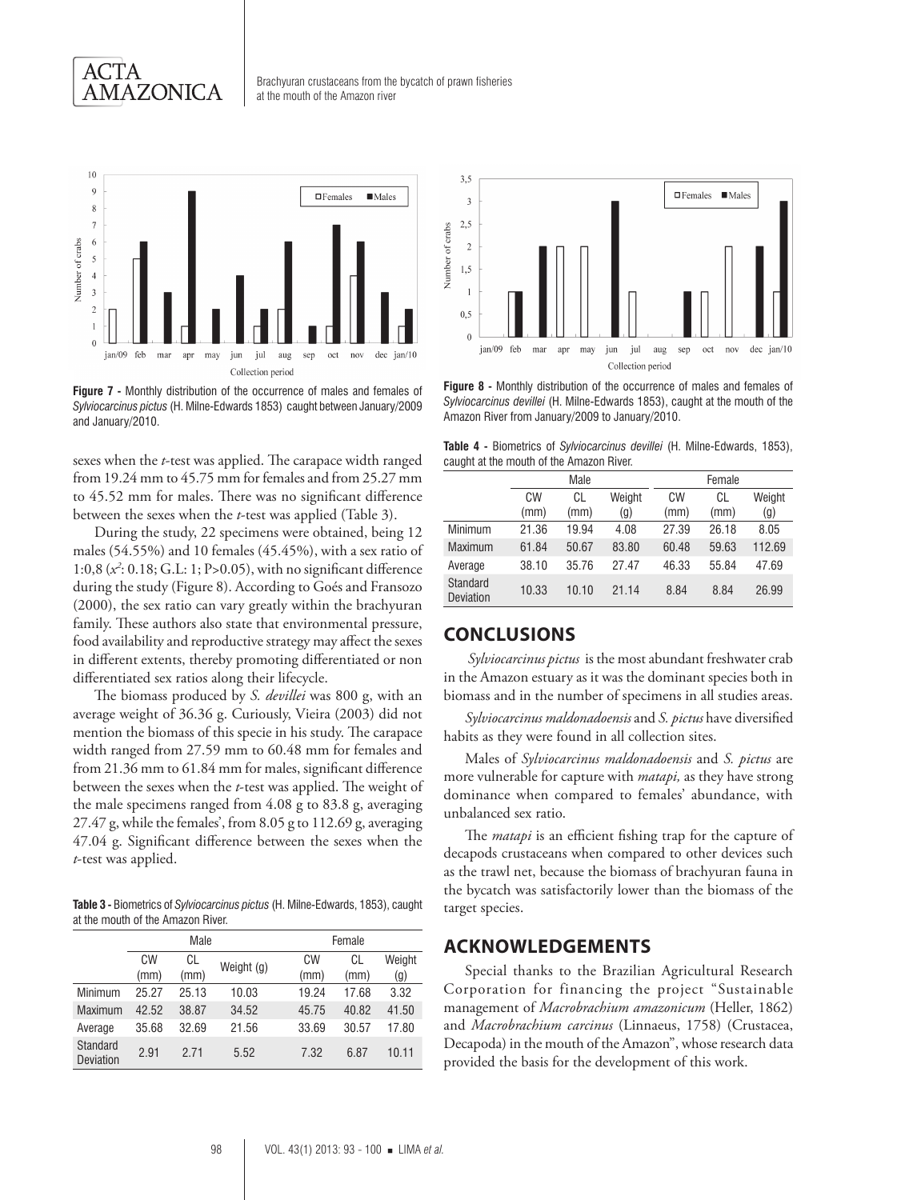Figure 7 - Monthly distribution of the occurrence of males and females of *Sylviocarcinus pictus* (H. Milne-Edwards 1853) caught between January/2009 and January/2010.

Figure 8 - Monthly distribution of the occurrence of males and females of *Sylviocarcinus devillei* (H. Milne-Edwards 1853), caught at the mouth of the Amazon River from January/2009 to January/2010.

sexes when the *t*-test was applied. The carapace width ranged from 19.24 mm to 45.75 mm for females and from 25.27 mm to 45.52 mm for males. There was no significant difference between the sexes when the *t*-test was applied (Table 3).

During the study, 22 specimens were obtained, being 12 males (54.55%) and 10 females (45.45%), with a sex ratio of 1:0,8 ($x^2$: 0.18; G.L: 1; P>0.05), with no significant difference during the study (Figure 8). According to Goés and Fransozo (2000), the sex ratio can vary greatly within the brachyuran family. These authors also state that environmental pressure, food availability and reproductive strategy may affect the sexes in different extents, thereby promoting differentiated or non differentiated sex ratios along their lifecycle.

The biomass produced by *S. devillei* was 800 g, with an average weight of 36.36 g. Curiously, Vieira (2003) did not mention the biomass of this specie in his study. The carapace width ranged from 27.59 mm to 60.48 mm for females and from 21.36 mm to 61.84 mm for males, significant difference between the sexes when the *t*-test was applied. The weight of the male specimens ranged from 4.08 g to 83.8 g, averaging 27.47 g, while the females', from 8.05 g to 112.69 g, averaging 47.04 g. Significant difference between the sexes when the *t*-test was applied.

**Table 3 -** Biometrics of *Sylviocarcinus pictus* (H. Milne-Edwards, 1853), caught at the mouth of the Amazon River.

| | Male | | | Female | | |
|---|---|---|---|---|---|---|
| | CW (mm) | CL (mm) | Weight (g) | CW (mm) | CL (mm) | Weight (g) |
| Minimum | 25.27 | 25.13 | 10.03 | 19.24 | 17.68 | 3.32 |
| Maximum | 42.52 | 38.87 | 34.52 | 45.75 | 40.82 | 41.50 |
| Average | 35.68 | 32.69 | 21.56 | 33.69 | 30.57 | 17.80 |
| Standard Deviation | 2.91 | 2.71 | 5.52 | 7.32 | 6.87 | 10.11 |

**Table 4 -** Biometrics of *Sylviocarcinus devillei* (H. Milne-Edwards, 1853), caught at the mouth of the Amazon River.

| | Male | | | Female | | |
|---|---|---|---|---|---|---|
| | CW (mm) | CL (mm) | Weight (g) | CW (mm) | CL (mm) | Weight (g) |
| Minimum | 21.36 | 19.94 | 4.08 | 27.39 | 26.18 | 8.05 |
| Maximum | 61.84 | 50.67 | 83.80 | 60.48 | 59.63 | 112.69 |
| Average | 38.10 | 35.76 | 27.47 | 46.33 | 55.84 | 47.69 |
| Standard Deviation | 10.33 | 10.10 | 21.14 | 8.84 | 8.84 | 26.99 |

## CONCLUSIONS

*Sylviocarcinus pictus* is the most abundant freshwater crab in the Amazon estuary as it was the dominant species both in biomass and in the number of specimens in all studies areas.

*Sylviocarcinus maldonadoensis* and *S. pictus* have diversified habits as they were found in all collection sites.

Males of *Sylviocarcinus maldonadoensis* and *S. pictus* are more vulnerable for capture with *matapi,* as they have strong dominance when compared to females' abundance, with unbalanced sex ratio.

The *matapi* is an efficient fishing trap for the capture of decapods crustaceans when compared to other devices such as the trawl net, because the biomass of brachyuran fauna in the bycatch was satisfactorily lower than the biomass of the target species.

## ACKNOWLEDGEMENTS

Special thanks to the Brazilian Agricultural Research Corporation for financing the project "Sustainable management of *Macrobrachium amazonicum* (Heller, 1862) and *Macrobrachium carcinus* (Linnaeus, 1758) (Crustacea, Decapoda) in the mouth of the Amazon", whose research data provided the basis for the development of this work.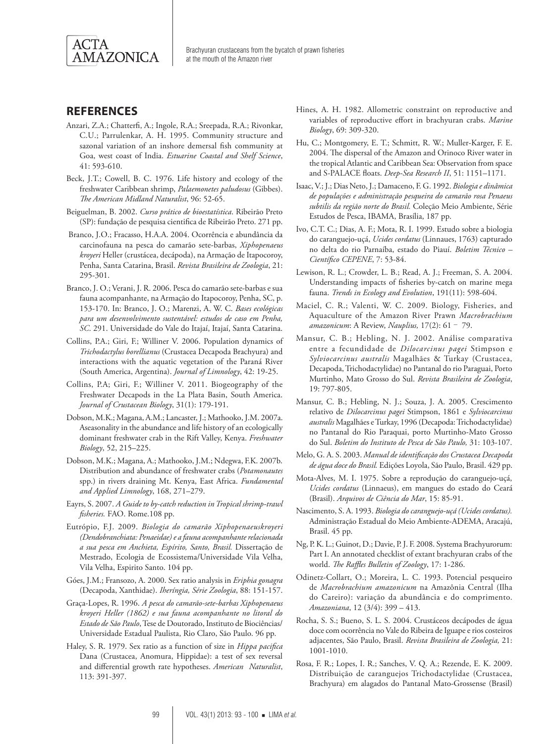## REFERENCES

Anzari, Z.A.; Chatterfi, A.; Ingole, R.A.; Sreepada, R.A.; Rivonkar, C.U.; Parrulenkar, A. H. 1995. Community structure and sazonal variation of an inshore demersal fish community at Goa, west coast of India. *Estuarine Coastal and Shelf Science*, 41: 593-610.

Beck, J.T.; Cowell, B. C. 1976. Life history and ecology of the freshwater Caribbean shrimp, *Palaemonetes paludosus* (Gibbes). *The American Midland Naturalist*, 96: 52-65.

Beiguelman, B. 2002. *Curso prático de bioestatística*. Ribeirão Preto (SP): fundação de pesquisa cientifica de Ribeirão Preto. 271 pp.

Branco, J.O.; Fracasso, H.A.A. 2004. Ocorrência e abundância da carcinofauna na pesca do camarão sete-barbas, *Xiphopenaeus kroyeri* Heller (crustácea, decápoda), na Armação de Itapocoroy, Penha, Santa Catarina, Brasil. *Revista Brasileira de Zoologia*, 21: 295-301.

Branco, J. O.; Verani, J. R. 2006. Pesca do camarão sete-barbas e sua fauna acompanhante, na Armação do Itapocoroy, Penha, SC, p. 153-170. In: Branco, J. O.; Marenzi, A. W. C. *Bases ecológicas para um desenvolvimento sustentável: estudos de caso em Penha, SC*. 291. Universidade do Vale do Itajaí, Itajaí, Santa Catarina.

Collins, P.A.; Giri, F.; Williner V. 2006. Population dynamics of *Trichodactylus borellianus* (Crustacea Decapoda Brachyura) and interactions with the aquatic vegetation of the Paraná River (South America, Argentina). *Journal of Limnology*, 42: 19-25.

Collins, P.A; Giri, F.; Williner V. 2011. Biogeography of the Freshwater Decapods in the La Plata Basin, South America. *Journal of Crustacean Biology*, 31(1): 179-191.

Dobson, M.K.; Magana, A.M.; Lancaster, J.; Mathooko, J.M. 2007a. Aseasonality in the abundance and life history of an ecologically dominant freshwater crab in the Rift Valley, Kenya. *Freshwater Biology*, 52, 215–225.

Dobson, M.K.; Magana, A.; Mathooko, J.M.; Ndegwa, F.K. 2007b. Distribution and abundance of freshwater crabs (*Potamonautes* spp.) in rivers draining Mt. Kenya, East Africa. *Fundamental and Applied Limnology*, 168, 271–279.

Eayrs, S. 2007. *A Guide to by-catch reduction in Tropical shrimp-trawl fisheries.* FAO. Rome.108 pp.

Eutrópio, F.J. 2009. *Biologia do camarão Xiphopenaeuskroyeri (Dendobranchiata: Penaeidae) e a fauna acompanhante relacionada a sua pesca em Anchieta, Espírito, Santo, Brasil.* Dissertação de Mestrado, Ecologia de Ecossistema/Universidade Vila Velha, Vila Velha, Espirito Santo. 104 pp.

Góes, J.M.; Fransozo, A. 2000. Sex ratio analysis in *Eriphia gonagra* (Decapoda, Xanthidae). *Iheríngia, Série Zoologia*, 88: 151-157.

Graça-Lopes, R. 1996. *A pesca do camarão-sete-barbas Xiphopenaeus kroyeri Heller (1862) e sua fauna acompanhante no litoral do Estado de São Paulo*, Tese de Doutorado, Instituto de Biociências/ Universidade Estadual Paulista, Rio Claro, São Paulo. 96 pp.

Haley, S. R. 1979. Sex ratio as a function of size in *Hippa pacifica* Dana (Crustacea, Anomura, Hippidae): a test of sex reversal and differential growth rate hypotheses. *American Naturalist*, 113: 391-397.

Hines, A. H. 1982. Allometric constraint on reproductive and variables of reproductive effort in brachyuran crabs. *Marine Biology*, 69: 309-320.

Hu, C.; Montgomery, E. T.; Schmitt, R. W.; Muller-Karger, F. E. 2004. The dispersal of the Amazon and Orinoco River water in the tropical Atlantic and Caribbean Sea: Observation from space and S-PALACE floats. *Deep-Sea Research II*, 51: 1151–1171.

Isaac, V.; J.; Dias Neto, J.; Damaceno, F. G. 1992. *Biologia e dinâmica de populações e administração pesqueira do camarão rosa Penaeus subtilis da região norte do Brasil.* Coleção Meio Ambiente, Série Estudos de Pesca, IBAMA, Brasília, 187 pp.

Ivo, C.T. C.; Dias, A. F.; Mota, R. I. 1999. Estudo sobre a biologia do caranguejo-uçá, *Ucides cordatus* (Linnaues, 1763) capturado no delta do rio Parnaíba, estado do Piauí. *Boletim Técnico – Científico CEPENE*, 7: 53-84.

Lewison, R. L.; Crowder, L. B.; Read, A. J.; Freeman, S. A. 2004. Understanding impacts of fisheries by-catch on marine mega fauna. *Trends in Ecology and Evolution*, 191(11): 598-604.

Maciel, C. R.; Valenti, W. C. 2009. Biology, Fisheries, and Aquaculture of the Amazon River Prawn *Macrobrachium amazonicum*: A Review, *Nauplius,* 17(2): 61 – 79.

Mansur, C. B.; Hebling, N. J. 2002. Análise comparativa entre a fecundidade de *Dilocarcinus pagei* Stimpson e *Sylviocarcinus australis* Magalhães & Turkay (Crustacea, Decapoda, Trichodactylidae) no Pantanal do rio Paraguai, Porto Murtinho, Mato Grosso do Sul. *Revista Brasileira de Zoologia*, 19: 797-805.

Mansur, C. B.; Hebling, N. J.; Souza, J. A. 2005. Crescimento relativo de *Dilocarcinus pagei* Stimpson, 1861 e *Sylviocarcinus australis* Magalhães e Turkay, 1996 (Decapoda: Trichodactylidae) no Pantanal do Rio Paraquai, porto Murtinho-Mato Grosso do Sul. *Boletim do Instituto de Pesca de São Paulo,* 31: 103-107.

Melo, G. A. S. 2003. *Manual de identificação dos Crustacea Decapoda de água doce do Brasil.* Edições Loyola, São Paulo, Brasil. 429 pp.

Mota-Alves, M. I. 1975. Sobre a reprodução do caranguejo-uçá, *Ucides cordatus* (Linnaeus), em mangues do estado do Ceará (Brasil). *Arquivos de Ciência do Mar*, 15: 85-91.

Nascimento, S. A. 1993. *Biologia do caranguejo-uçá (Ucides cordatus).* Administração Estadual do Meio Ambiente-ADEMA, Aracajú, Brasil. 45 pp.

Ng, P. K. L.; Guinot, D.; Davie, P. J. F. 2008. Systema Brachyurorum: Part I. An annotated checklist of extant brachyuran crabs of the world. *The Raffles Bulletin of Zoology*, 17: 1-286.

Odinetz-Collart, O.; Moreira, L. C. 1993. Potencial pesqueiro de *Macrobrachium amazonicum* na Amazônia Central (Ilha do Careiro): variação da abundância e do comprimento. *Amazoniana*, 12 (3/4): 399 – 413.

Rocha, S. S.; Bueno, S. L. S. 2004. Crustáceos decápodes de água doce com ocorrência no Vale do Ribeira de Iguape e rios costeiros adjacentes, São Paulo, Brasil. *Revista Brasileira de Zoologia,* 21: 1001-1010.

Rosa, F. R.; Lopes, I. R.; Sanches, V. Q. A.; Rezende, E. K. 2009. Distribuição de caranguejos Trichodactylidae (Crustacea, Brachyura) em alagados do Pantanal Mato-Grossense (Brasil)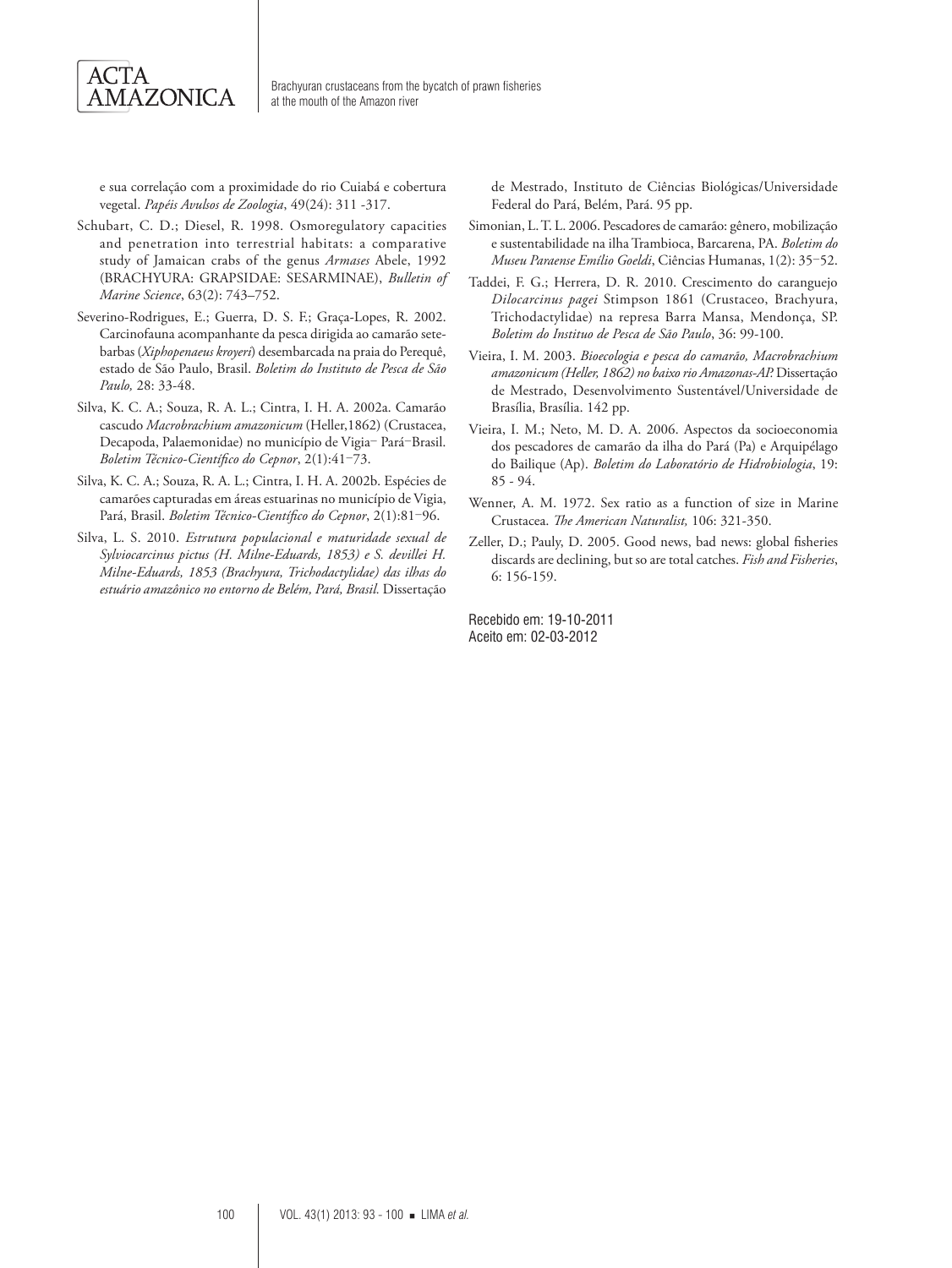e sua correlação com a proximidade do rio Cuiabá e cobertura vegetal. *Papéis Avulsos de Zoologia*, 49(24): 311 -317.

Schubart, C. D.; Diesel, R. 1998. Osmoregulatory capacities and penetration into terrestrial habitats: a comparative study of Jamaican crabs of the genus *Armases* Abele, 1992 (BRACHYURA: GRAPSIDAE: SESARMINAE), *Bulletin of Marine Science*, 63(2): 743–752.

Severino-Rodrigues, E.; Guerra, D. S. F.; Graça-Lopes, R. 2002. Carcinofauna acompanhante da pesca dirigida ao camarão sete-barbas (*Xiphopenaeus kroyeri*) desembarcada na praia do Perequê, estado de São Paulo, Brasil. *Boletim do Instituto de Pesca de São Paulo,* 28: 33-48.

Silva, K. C. A.; Souza, R. A. L.; Cintra, I. H. A. 2002a. Camarão cascudo *Macrobrachium amazonicum* (Heller,1862) (Crustacea, Decapoda, Palaemonidae) no município de Vigia− Pará−Brasil. *Boletim Técnico-Científico do Cepnor*, 2(1):41−73.

Silva, K. C. A.; Souza, R. A. L.; Cintra, I. H. A. 2002b. Espécies de camarões capturadas em áreas estuarinas no município de Vigia, Pará, Brasil. *Boletim Técnico-Científico do Cepnor*, 2(1):81−96.

Silva, L. S. 2010. *Estrutura populacional e maturidade sexual de Sylviocarcinus pictus (H. Milne-Eduards, 1853) e S. devillei H. Milne-Eduards, 1853 (Brachyura, Trichodactylidae) das ilhas do estuário amazônico no entorno de Belém, Pará, Brasil.* Dissertação de Mestrado, Instituto de Ciências Biológicas/Universidade Federal do Pará, Belém, Pará. 95 pp.

Simonian, L. T. L. 2006. Pescadores de camarão: gênero, mobilização e sustentabilidade na ilha Trambioca, Barcarena, PA. *Boletim do Museu Paraense Emílio Goeldi*, Ciências Humanas, 1(2): 35−52.

Taddei, F. G.; Herrera, D. R. 2010. Crescimento do caranguejo *Dilocarcinus pagei* Stimpson 1861 (Crustaceo, Brachyura, Trichodactylidae) na represa Barra Mansa, Mendonça, SP. *Boletim do Instituo de Pesca de São Paulo*, 36: 99-100.

Vieira, I. M. 2003. *Bioecologia e pesca do camarão, Macrobrachium amazonicum (Heller, 1862) no baixo rio Amazonas-AP.* Dissertação de Mestrado, Desenvolvimento Sustentável/Universidade de Brasília, Brasília. 142 pp.

Vieira, I. M.; Neto, M. D. A. 2006. Aspectos da socioeconomia dos pescadores de camarão da ilha do Pará (Pa) e Arquipélago do Bailique (Ap). *Boletim do Laboratório de Hidrobiologia*, 19: 85 - 94.

Wenner, A. M. 1972. Sex ratio as a function of size in Marine Crustacea. *The American Naturalist,* 106: 321-350.

Zeller, D.; Pauly, D. 2005. Good news, bad news: global fisheries discards are declining, but so are total catches. *Fish and Fisheries*, 6: 156-159.

Recebido em: 19-10-2011
Aceito em: 02-03-2012